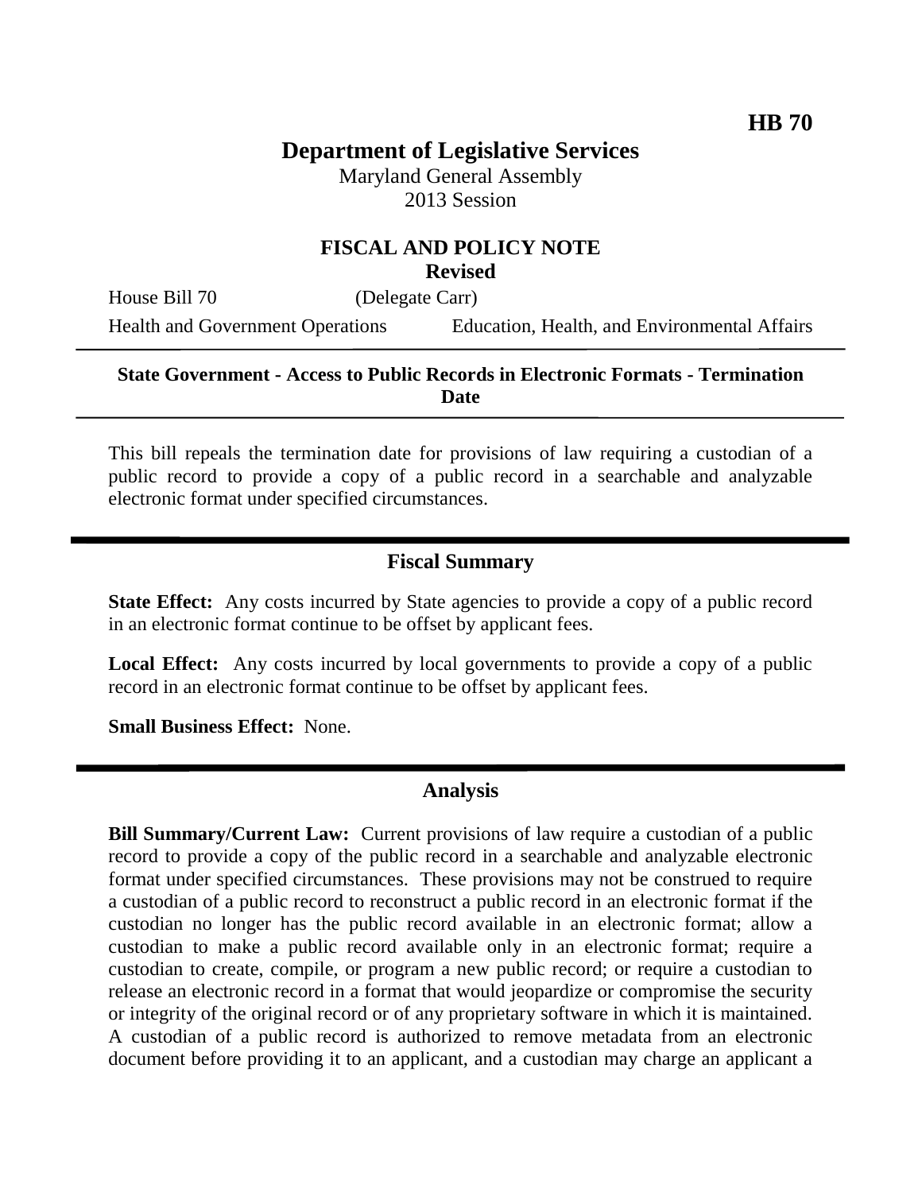**HB 70**

# Department of Legislative Services

Maryland General Assembly
2013 Session

## FISCAL AND POLICY NOTE
**Revised**

House Bill 70 (Delegate Carr)

Health and Government Operations Education, Health, and Environmental Affairs

**State Government - Access to Public Records in Electronic Formats - Termination Date**

This bill repeals the termination date for provisions of law requiring a custodian of a public record to provide a copy of a public record in a searchable and analyzable electronic format under specified circumstances.

## Fiscal Summary

**State Effect:** Any costs incurred by State agencies to provide a copy of a public record in an electronic format continue to be offset by applicant fees.

**Local Effect:** Any costs incurred by local governments to provide a copy of a public record in an electronic format continue to be offset by applicant fees.

**Small Business Effect:** None.

## Analysis

**Bill Summary/Current Law:** Current provisions of law require a custodian of a public record to provide a copy of the public record in a searchable and analyzable electronic format under specified circumstances. These provisions may not be construed to require a custodian of a public record to reconstruct a public record in an electronic format if the custodian no longer has the public record available in an electronic format; allow a custodian to make a public record available only in an electronic format; require a custodian to create, compile, or program a new public record; or require a custodian to release an electronic record in a format that would jeopardize or compromise the security or integrity of the original record or of any proprietary software in which it is maintained. A custodian of a public record is authorized to remove metadata from an electronic document before providing it to an applicant, and a custodian may charge an applicant a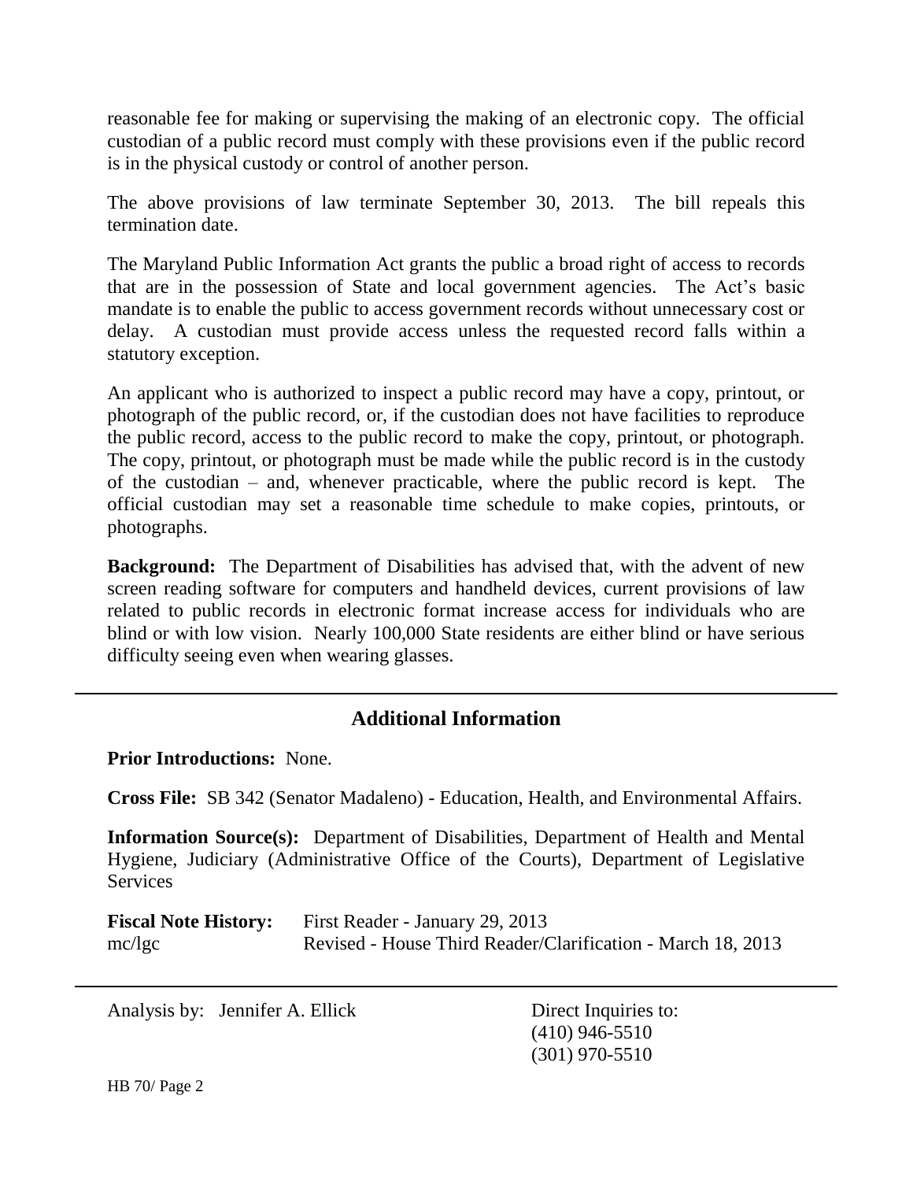reasonable fee for making or supervising the making of an electronic copy. The official custodian of a public record must comply with these provisions even if the public record is in the physical custody or control of another person.

The above provisions of law terminate September 30, 2013. The bill repeals this termination date.

The Maryland Public Information Act grants the public a broad right of access to records that are in the possession of State and local government agencies. The Act's basic mandate is to enable the public to access government records without unnecessary cost or delay. A custodian must provide access unless the requested record falls within a statutory exception.

An applicant who is authorized to inspect a public record may have a copy, printout, or photograph of the public record, or, if the custodian does not have facilities to reproduce the public record, access to the public record to make the copy, printout, or photograph. The copy, printout, or photograph must be made while the public record is in the custody of the custodian – and, whenever practicable, where the public record is kept. The official custodian may set a reasonable time schedule to make copies, printouts, or photographs.

**Background:** The Department of Disabilities has advised that, with the advent of new screen reading software for computers and handheld devices, current provisions of law related to public records in electronic format increase access for individuals who are blind or with low vision. Nearly 100,000 State residents are either blind or have serious difficulty seeing even when wearing glasses.

## Additional Information

**Prior Introductions:** None.

**Cross File:** SB 342 (Senator Madaleno) - Education, Health, and Environmental Affairs.

**Information Source(s):** Department of Disabilities, Department of Health and Mental Hygiene, Judiciary (Administrative Office of the Courts), Department of Legislative Services

**Fiscal Note History:** First Reader - January 29, 2013
mc/lgc Revised - House Third Reader/Clarification - March 18, 2013

Analysis by: Jennifer A. Ellick

Direct Inquiries to:
(410) 946-5510
(301) 970-5510